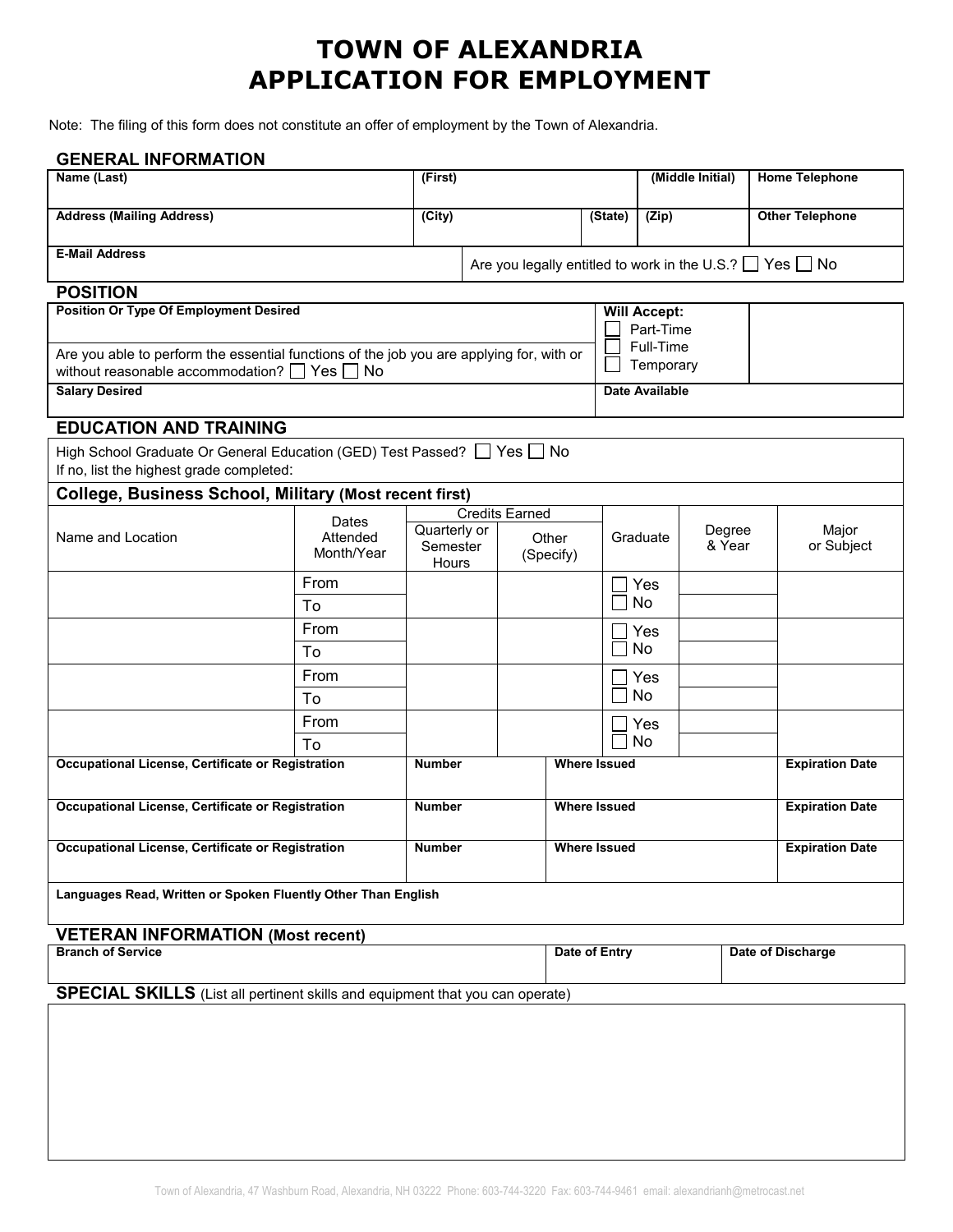# TOWN OF ALEXANDRIA
# APPLICATION FOR EMPLOYMENT

Note: The filing of this form does not constitute an offer of employment by the Town of Alexandria.

## GENERAL INFORMATION

| Name (Last) | (First) | | (Middle Initial) | Home Telephone |
|---|---|---|---|---|
| | | | | |
| **Address (Mailing Address)** | **(City)** | **(State)** | **(Zip)** | **Other Telephone** |
| | | | | |
| **E-Mail Address** | Are you legally entitled to work in the U.S.? ☐ Yes ☐ No | | | |

## POSITION

| Position Or Type Of Employment Desired | Will Accept: ☐ Part-Time ☐ Full-Time ☐ Temporary | |
|---|---|---|
| Are you able to perform the essential functions of the job you are applying for, with or without reasonable accommodation? ☐ Yes ☐ No | | |
| **Salary Desired** | **Date Available** | |

## EDUCATION AND TRAINING

High School Graduate Or General Education (GED) Test Passed? ☐ Yes ☐ No
If no, list the highest grade completed:

### College, Business School, Military (Most recent first)

| Name and Location | Dates Attended Month/Year | Credits Earned | | Graduate | Degree & Year | Major or Subject |
|---|---|---|---|---|---|---|
| | | Quarterly or Semester Hours | Other (Specify) | | | |
| | From / To | | | ☐ Yes ☐ No | | |
| | From / To | | | ☐ Yes ☐ No | | |
| | From / To | | | ☐ Yes ☐ No | | |
| | From / To | | | ☐ Yes ☐ No | | |

| Occupational License, Certificate or Registration | Number | Where Issued | Expiration Date |
|---|---|---|---|
| | | | |
| **Occupational License, Certificate or Registration** | **Number** | **Where Issued** | **Expiration Date** |
| | | | |
| **Occupational License, Certificate or Registration** | **Number** | **Where Issued** | **Expiration Date** |
| | | | |

**Languages Read, Written or Spoken Fluently Other Than English**

## VETERAN INFORMATION (Most recent)

| Branch of Service | Date of Entry | Date of Discharge |
|---|---|---|
| | | |

## SPECIAL SKILLS (List all pertinent skills and equipment that you can operate)

Town of Alexandria, 47 Washburn Road, Alexandria, NH 03222 Phone: 603-744-3220 Fax: 603-744-9461 email: alexandrianh@metrocast.net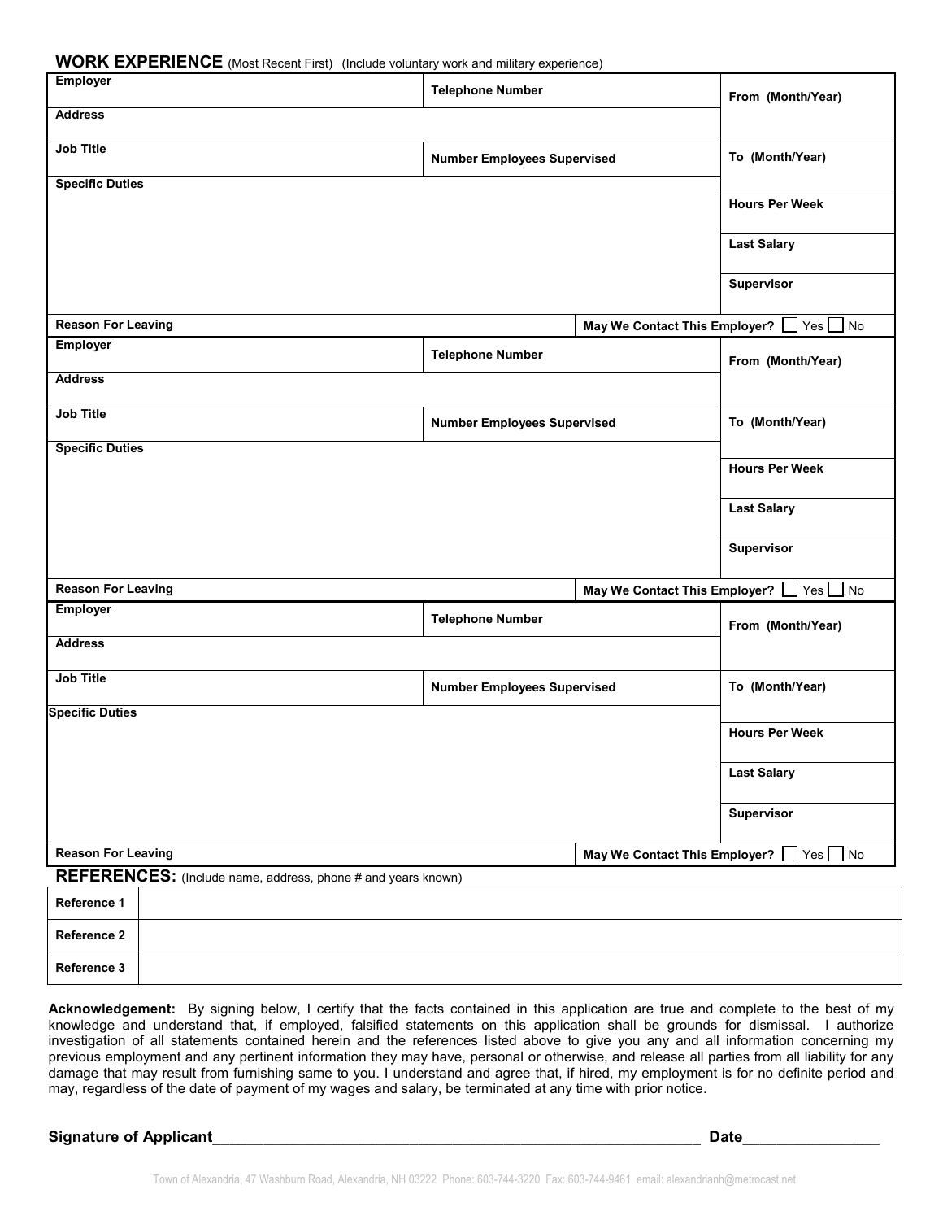## WORK EXPERIENCE (Most Recent First) (Include voluntary work and military experience)

| | | |
|---|---|---|
| Employer | Telephone Number | From (Month/Year) |
| Address | | |
| Job Title | Number Employees Supervised | To (Month/Year) |
| Specific Duties | | Hours Per Week |
| | | Last Salary |
| | | Supervisor |
| Reason For Leaving | May We Contact This Employer? ☐ Yes ☐ No | |

| | | |
|---|---|---|
| Employer | Telephone Number | From (Month/Year) |
| Address | | |
| Job Title | Number Employees Supervised | To (Month/Year) |
| Specific Duties | | Hours Per Week |
| | | Last Salary |
| | | Supervisor |
| Reason For Leaving | May We Contact This Employer? ☐ Yes ☐ No | |

| | | |
|---|---|---|
| Employer | Telephone Number | From (Month/Year) |
| Address | | |
| Job Title | Number Employees Supervised | To (Month/Year) |
| Specific Duties | | Hours Per Week |
| | | Last Salary |
| | | Supervisor |
| Reason For Leaving | May We Contact This Employer? ☐ Yes ☐ No | |

## REFERENCES: (Include name, address, phone # and years known)

| | |
|---|---|
| Reference 1 | |
| Reference 2 | |
| Reference 3 | |

**Acknowledgement:** By signing below, I certify that the facts contained in this application are true and complete to the best of my knowledge and understand that, if employed, falsified statements on this application shall be grounds for dismissal. I authorize investigation of all statements contained herein and the references listed above to give you any and all information concerning my previous employment and any pertinent information they may have, personal or otherwise, and release all parties from all liability for any damage that may result from furnishing same to you. I understand and agree that, if hired, my employment is for no definite period and may, regardless of the date of payment of my wages and salary, be terminated at any time with prior notice.

**Signature of Applicant**\_\_\_\_\_\_\_\_\_\_\_\_\_\_\_\_\_\_\_\_\_\_\_\_\_\_\_\_\_\_\_\_\_\_\_\_\_\_\_\_\_\_\_\_\_\_\_\_\_\_\_\_\_\_\_\_ **Date**\_\_\_\_\_\_\_\_\_\_\_\_\_\_\_\_

Town of Alexandria, 47 Washburn Road, Alexandria, NH 03222 Phone: 603-744-3220 Fax: 603-744-9461 email: alexandrianh@metrocast.net